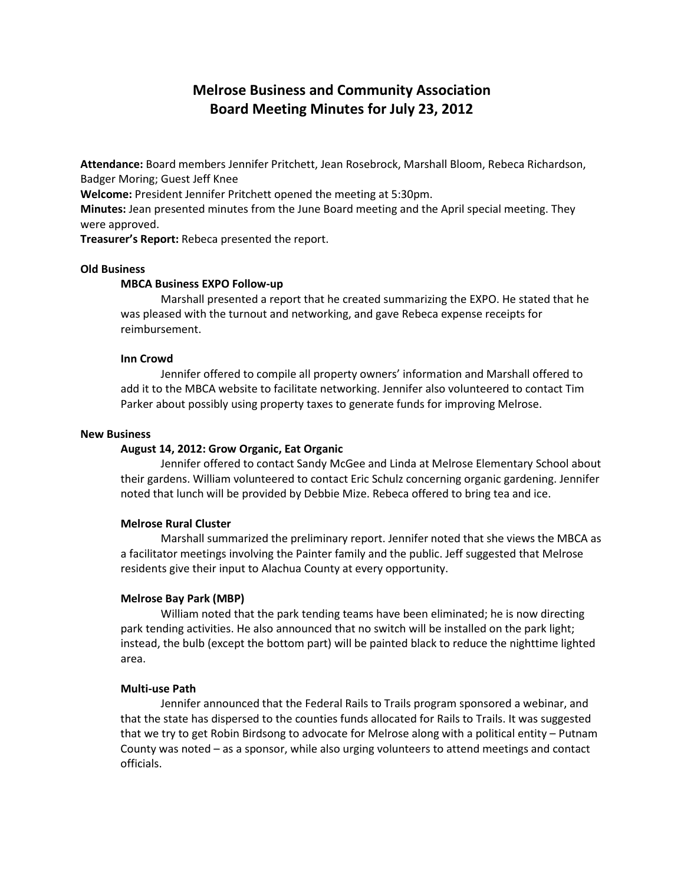# Melrose Business and Community Association
# Board Meeting Minutes for July 23, 2012

**Attendance:** Board members Jennifer Pritchett, Jean Rosebrock, Marshall Bloom, Rebeca Richardson, Badger Moring; Guest Jeff Knee

**Welcome:** President Jennifer Pritchett opened the meeting at 5:30pm.

**Minutes:** Jean presented minutes from the June Board meeting and the April special meeting. They were approved.

**Treasurer's Report:** Rebeca presented the report.

## Old Business

### MBCA Business EXPO Follow-up

Marshall presented a report that he created summarizing the EXPO. He stated that he was pleased with the turnout and networking, and gave Rebeca expense receipts for reimbursement.

### Inn Crowd

Jennifer offered to compile all property owners' information and Marshall offered to add it to the MBCA website to facilitate networking. Jennifer also volunteered to contact Tim Parker about possibly using property taxes to generate funds for improving Melrose.

## New Business

### August 14, 2012: Grow Organic, Eat Organic

Jennifer offered to contact Sandy McGee and Linda at Melrose Elementary School about their gardens. William volunteered to contact Eric Schulz concerning organic gardening. Jennifer noted that lunch will be provided by Debbie Mize. Rebeca offered to bring tea and ice.

### Melrose Rural Cluster

Marshall summarized the preliminary report. Jennifer noted that she views the MBCA as a facilitator meetings involving the Painter family and the public. Jeff suggested that Melrose residents give their input to Alachua County at every opportunity.

### Melrose Bay Park (MBP)

William noted that the park tending teams have been eliminated; he is now directing park tending activities. He also announced that no switch will be installed on the park light; instead, the bulb (except the bottom part) will be painted black to reduce the nighttime lighted area.

### Multi-use Path

Jennifer announced that the Federal Rails to Trails program sponsored a webinar, and that the state has dispersed to the counties funds allocated for Rails to Trails. It was suggested that we try to get Robin Birdsong to advocate for Melrose along with a political entity – Putnam County was noted – as a sponsor, while also urging volunteers to attend meetings and contact officials.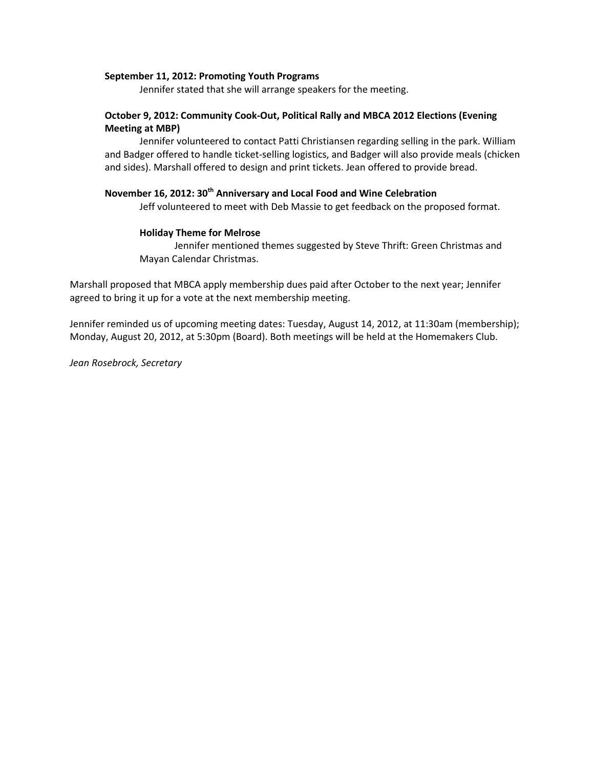**September 11, 2012: Promoting Youth Programs**

Jennifer stated that she will arrange speakers for the meeting.

**October 9, 2012: Community Cook-Out, Political Rally and MBCA 2012 Elections (Evening Meeting at MBP)**

Jennifer volunteered to contact Patti Christiansen regarding selling in the park. William and Badger offered to handle ticket-selling logistics, and Badger will also provide meals (chicken and sides). Marshall offered to design and print tickets. Jean offered to provide bread.

**November 16, 2012: 30th Anniversary and Local Food and Wine Celebration**

Jeff volunteered to meet with Deb Massie to get feedback on the proposed format.

**Holiday Theme for Melrose**

Jennifer mentioned themes suggested by Steve Thrift: Green Christmas and Mayan Calendar Christmas.

Marshall proposed that MBCA apply membership dues paid after October to the next year; Jennifer agreed to bring it up for a vote at the next membership meeting.

Jennifer reminded us of upcoming meeting dates: Tuesday, August 14, 2012, at 11:30am (membership); Monday, August 20, 2012, at 5:30pm (Board). Both meetings will be held at the Homemakers Club.

*Jean Rosebrock, Secretary*